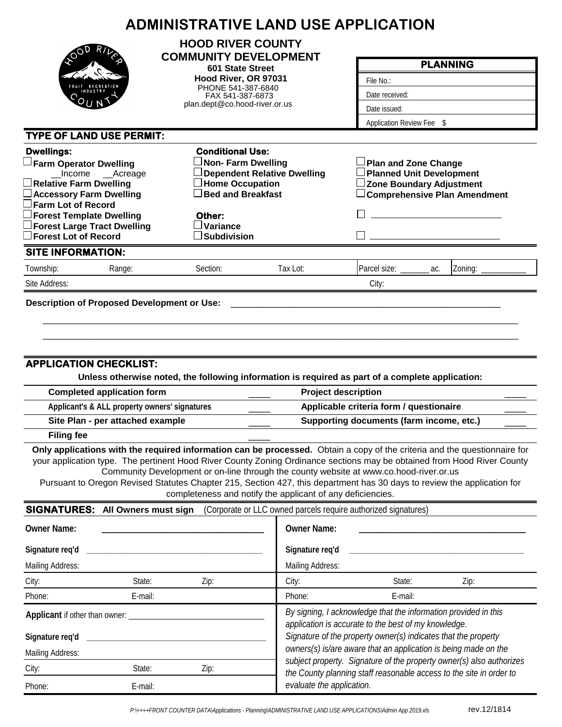# ADMINISTRATIVE LAND USE APPLICATION

**HOOD RIVER COUNTY**
**COMMUNITY DEVELOPMENT**
**601 State Street**
**Hood River, OR 97031**
PHONE 541-387-6840
FAX 541-387-6873
plan.dept@co.hood-river.or.us

| PLANNING |
|---|
| File No.: |
| Date received: |
| Date issued: |
| Application Review Fee $ |

## TYPE OF LAND USE PERMIT:

**Dwellings:**
- ☐ **Farm Operator Dwelling**
  __Income __Acreage
- ☐ **Relative Farm Dwelling**
- ☐ **Accessory Farm Dwelling**
- ☐ **Farm Lot of Record**
- ☐ **Forest Template Dwelling**
- ☐ **Forest Large Tract Dwelling**
- ☐ **Forest Lot of Record**

**Conditional Use:**
- ☐ **Non- Farm Dwelling**
- ☐ **Dependent Relative Dwelling**
- ☐ **Home Occupation**
- ☐ **Bed and Breakfast**

**Other:**
- ☐ **Variance**
- ☐ **Subdivision**

- ☐ **Plan and Zone Change**
- ☐ **Planned Unit Development**
- ☐ **Zone Boundary Adjustment**
- ☐ **Comprehensive Plan Amendment**
- ☐ ___________________________
- ☐ ___________________________

## SITE INFORMATION:

| Township: | Range: | Section: | Tax Lot: | Parcel size: _______ ac. | Zoning: ___________ |
|---|---|---|---|---|---|
| Site Address: | | | | City: | |

**Description of Proposed Development or Use:** ________________________________________________

______________________________________________________________________________________

______________________________________________________________________________________

## APPLICATION CHECKLIST:

**Unless otherwise noted, the following information is required as part of a complete application:**

| | | | |
|---|---|---|---|
| **Completed application form** | ____ | **Project description** | ____ |
| **Applicant's & ALL property owners' signatures** | ____ | **Applicable criteria form / questionaire** | ____ |
| **Site Plan - per attached example** | ____ | **Supporting documents (farm income, etc.)** | ____ |
| **Filing fee** | ____ | | |

**Only applications with the required information can be processed.** Obtain a copy of the criteria and the questionnaire for your application type. The pertinent Hood River County Zoning Ordinance sections may be obtained from Hood River County Community Development or on-line through the county website at www.co.hood-river.or.us
Pursuant to Oregon Revised Statutes Chapter 215, Section 427, this department has 30 days to review the application for completeness and notify the applicant of any deficiencies.

## SIGNATURES: All Owners must sign (Corporate or LLC owned parcels require authorized signatures)

| | | | | | |
|---|---|---|---|---|---|
| **Owner Name:** ______________________ | | | **Owner Name:** ______________________ | | |
| **Signature req'd** ______________________ | | | **Signature req'd** ______________________ | | |
| Mailing Address: | | | Mailing Address: | | |
| City: | State: | Zip: | City: | State: | Zip: |
| Phone: | E-mail: | | Phone: | E-mail: | |

| | | |
|---|---|---|
| **Applicant** if other than owner: ______________________ | | |
| **Signature req'd** ______________________ | | |
| Mailing Address: | | |
| City: | State: | Zip: |
| Phone: | E-mail: | |

*By signing, I acknowledge that the information provided in this application is accurate to the best of my knowledge. Signature of the property owner(s) indicates that the property owners(s) is/are aware that an application is being made on the subject property. Signature of the property owner(s) also authorizes the County planning staff reasonable access to the site in order to evaluate the application.*

*P:\++++FRONT COUNTER DATA\Applications - Planning\ADMINISTRATIVE LAND USE APPLICATIONS\Admin App 2019.xls* rev.12/1814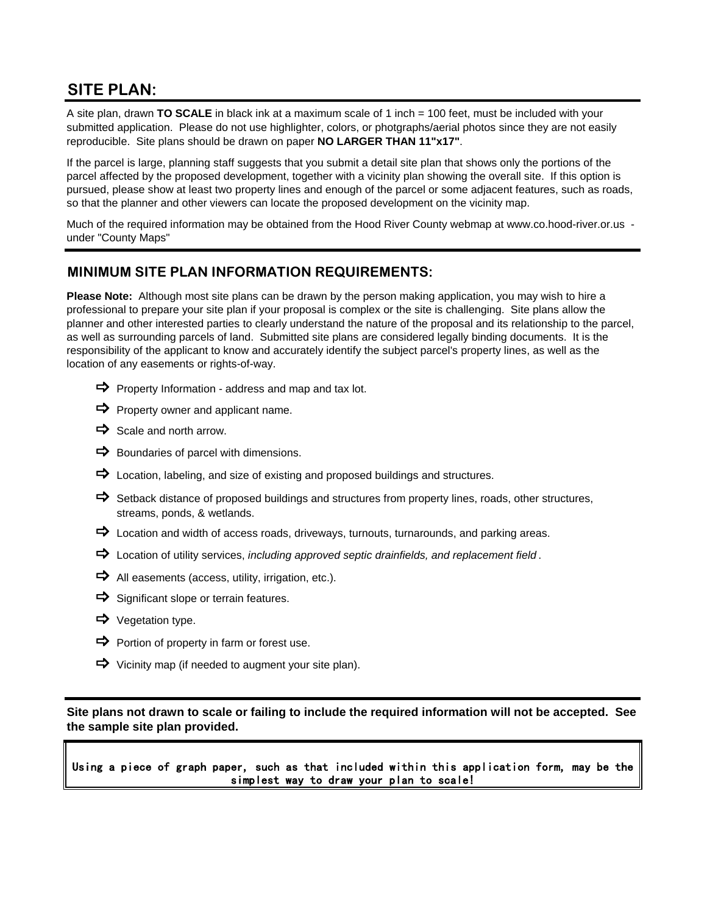## SITE PLAN:

A site plan, drawn **TO SCALE** in black ink at a maximum scale of 1 inch = 100 feet, must be included with your submitted application. Please do not use highlighter, colors, or photgraphs/aerial photos since they are not easily reproducible. Site plans should be drawn on paper **NO LARGER THAN 11"x17"**.

If the parcel is large, planning staff suggests that you submit a detail site plan that shows only the portions of the parcel affected by the proposed development, together with a vicinity plan showing the overall site. If this option is pursued, please show at least two property lines and enough of the parcel or some adjacent features, such as roads, so that the planner and other viewers can locate the proposed development on the vicinity map.

Much of the required information may be obtained from the Hood River County webmap at www.co.hood-river.or.us - under "County Maps"

### MINIMUM SITE PLAN INFORMATION REQUIREMENTS:

**Please Note:** Although most site plans can be drawn by the person making application, you may wish to hire a professional to prepare your site plan if your proposal is complex or the site is challenging. Site plans allow the planner and other interested parties to clearly understand the nature of the proposal and its relationship to the parcel, as well as surrounding parcels of land. Submitted site plans are considered legally binding documents. It is the responsibility of the applicant to know and accurately identify the subject parcel's property lines, as well as the location of any easements or rights-of-way.

- ➪ Property Information - address and map and tax lot.
- ➪ Property owner and applicant name.
- ➪ Scale and north arrow.
- ➪ Boundaries of parcel with dimensions.
- ➪ Location, labeling, and size of existing and proposed buildings and structures.
- ➪ Setback distance of proposed buildings and structures from property lines, roads, other structures, streams, ponds, & wetlands.
- ➪ Location and width of access roads, driveways, turnouts, turnarounds, and parking areas.
- ➪ Location of utility services, *including approved septic drainfields, and replacement field* .
- ➪ All easements (access, utility, irrigation, etc.).
- ➪ Significant slope or terrain features.
- ➪ Vegetation type.
- ➪ Portion of property in farm or forest use.
- ➪ Vicinity map (if needed to augment your site plan).

**Site plans not drawn to scale or failing to include the required information will not be accepted. See the sample site plan provided.**

**Using a piece of graph paper, such as that included within this application form, may be the simplest way to draw your plan to scale!**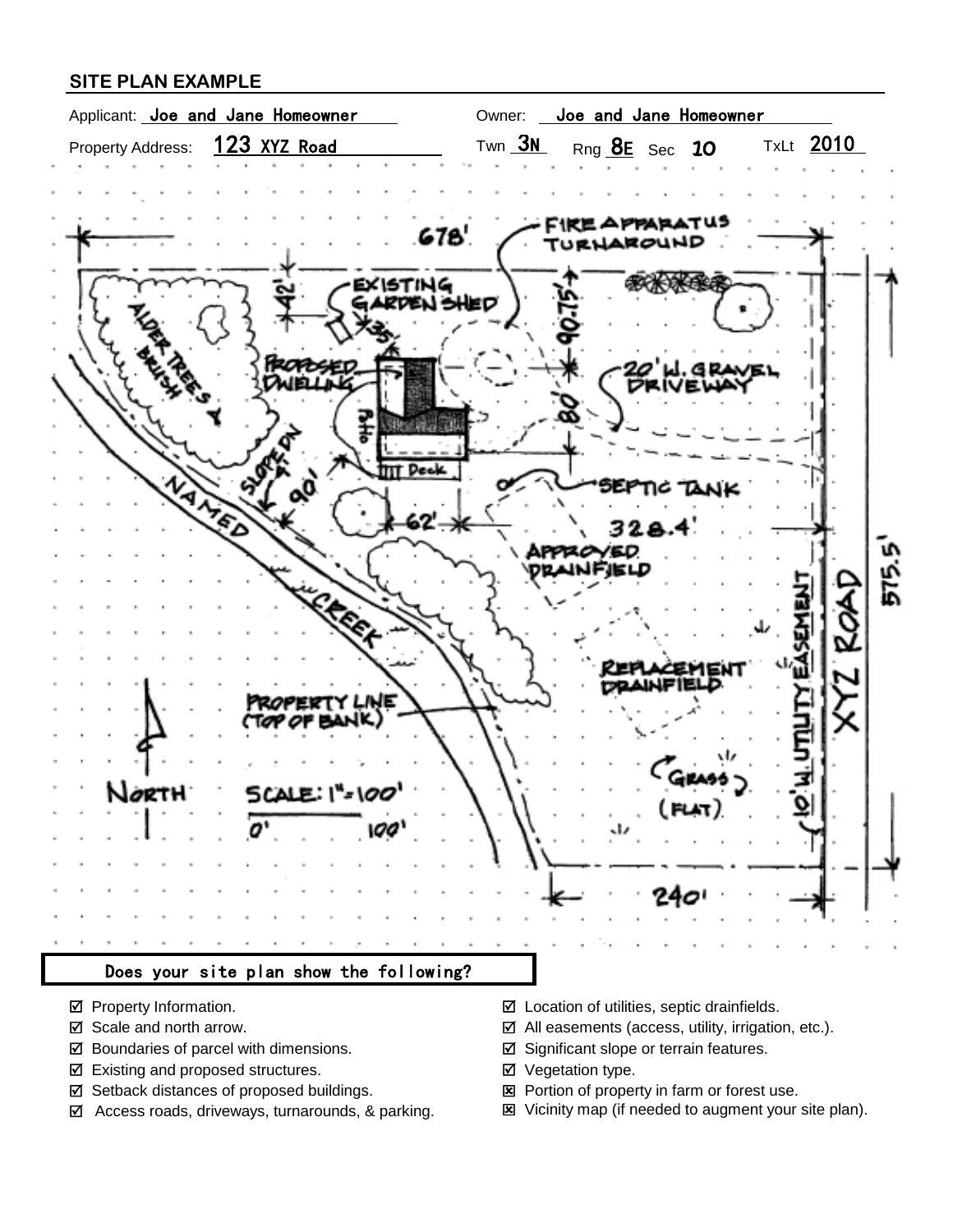## SITE PLAN EXAMPLE

Applicant: Joe and Jane Homeowner Owner: Joe and Jane Homeowner

Property Address: 123 XYZ Road Twn 3N Rng 8E Sec 10 TxLt 2010

678'

FIRE APPARATUS TURNAROUND

42'

EXISTING GARDEN SHED

35'

90.75'

PROPOSED DWELLING

Patio

Deck

20' W. GRAVEL DRIVEWAY

80'

ALDER TREES & BRUSH

SLOPE DN 4%

90'

62'

SEPTIC TANK

328.4'

NAMED CREEK

APPROVED DRAINFIELD

REPLACEMENT DRAINFIELD

PROPERTY LINE (TOP OF BANK)

10' W. UTILITY EASEMENT

XYZ ROAD

575.5'

NORTH

SCALE: 1"=100'

0' 100'

GRASS (FLAT)

240'

**Does your site plan show the following?**

- ☑ Property Information.
- ☑ Scale and north arrow.
- ☑ Boundaries of parcel with dimensions.
- ☑ Existing and proposed structures.
- ☑ Setback distances of proposed buildings.
- ☑ Access roads, driveways, turnarounds, & parking.
- ☑ Location of utilities, septic drainfields.
- ☑ All easements (access, utility, irrigation, etc.).
- ☑ Significant slope or terrain features.
- ☑ Vegetation type.
- ☒ Portion of property in farm or forest use.
- ☒ Vicinity map (if needed to augment your site plan).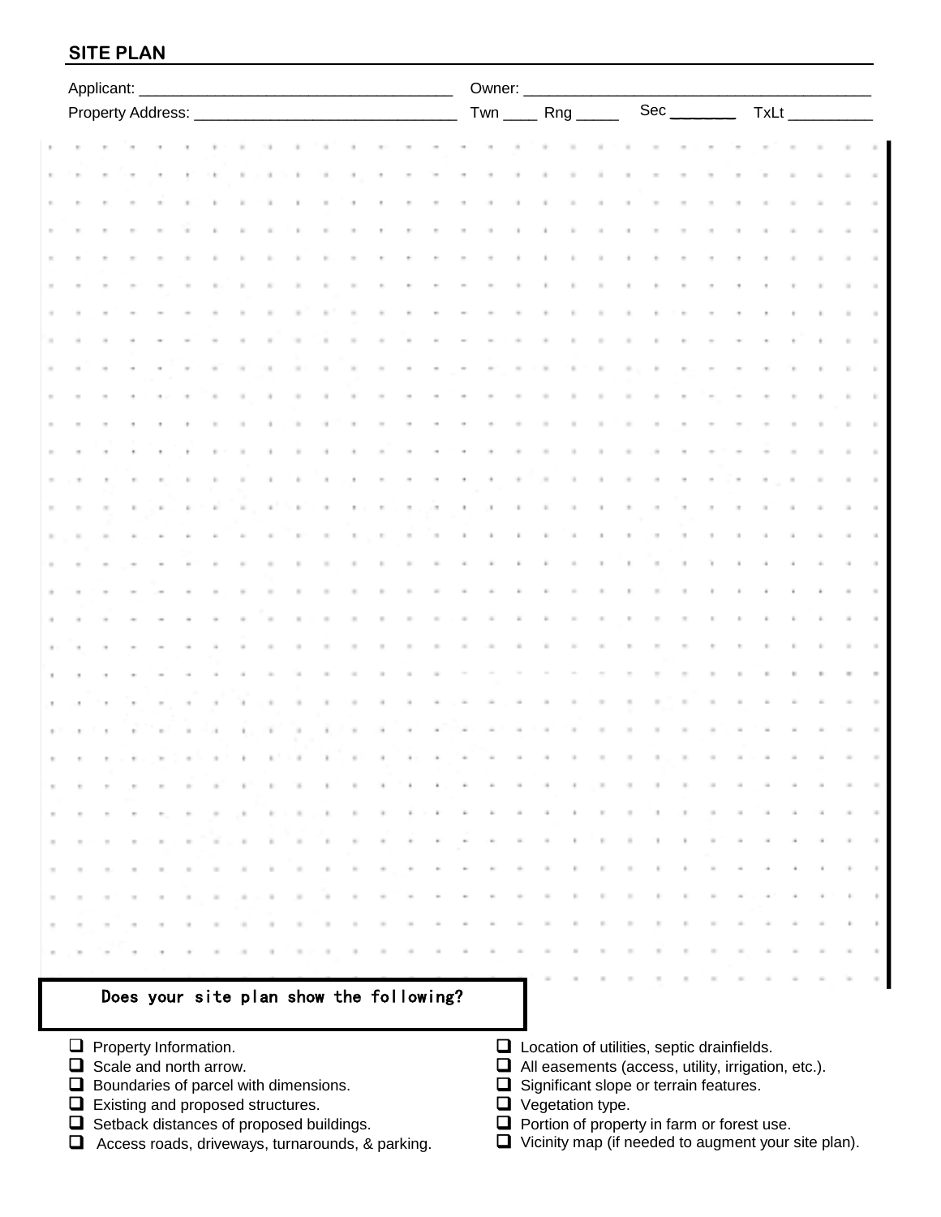## SITE PLAN

Applicant: ____________________________________ Owner: ________________________________________

Property Address: ______________________________ Twn ____ Rng _____ Sec _______ TxLt __________

**Does your site plan show the following?**

- ❑ Property Information.
- ❑ Scale and north arrow.
- ❑ Boundaries of parcel with dimensions.
- ❑ Existing and proposed structures.
- ❑ Setback distances of proposed buildings.
- ❑ Access roads, driveways, turnarounds, & parking.
- ❑ Location of utilities, septic drainfields.
- ❑ All easements (access, utility, irrigation, etc.).
- ❑ Significant slope or terrain features.
- ❑ Vegetation type.
- ❑ Portion of property in farm or forest use.
- ❑ Vicinity map (if needed to augment your site plan).